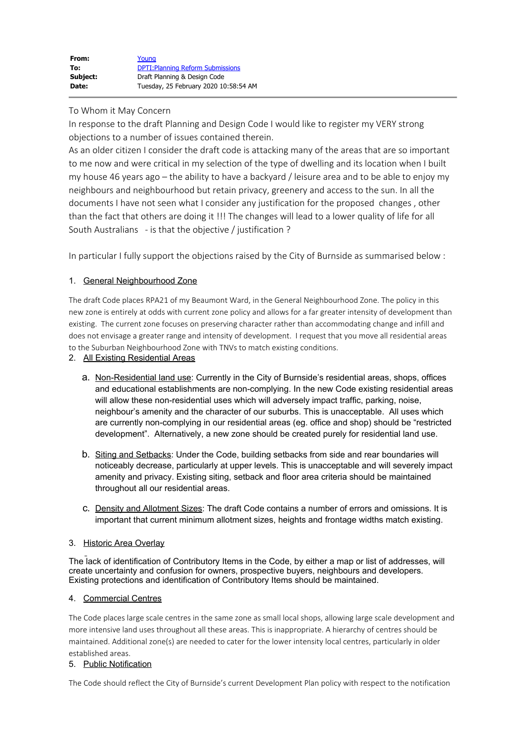| | |
|---|---|
| **From:** | Young |
| **To:** | DPTI:Planning Reform Submissions |
| **Subject:** | Draft Planning & Design Code |
| **Date:** | Tuesday, 25 February 2020 10:58:54 AM |

---

To Whom it May Concern

In response to the draft Planning and Design Code I would like to register my VERY strong objections to a number of issues contained therein.

As an older citizen I consider the draft code is attacking many of the areas that are so important to me now and were critical in my selection of the type of dwelling and its location when I built my house 46 years ago – the ability to have a backyard / leisure area and to be able to enjoy my neighbours and neighbourhood but retain privacy, greenery and access to the sun. In all the documents I have not seen what I consider any justification for the proposed changes , other than the fact that others are doing it !!! The changes will lead to a lower quality of life for all South Australians - is that the objective / justification ?

In particular I fully support the objections raised by the City of Burnside as summarised below :

1. General Neighbourhood Zone

The draft Code places RPA21 of my Beaumont Ward, in the General Neighbourhood Zone. The policy in this new zone is entirely at odds with current zone policy and allows for a far greater intensity of development than existing. The current zone focuses on preserving character rather than accommodating change and infill and does not envisage a greater range and intensity of development. I request that you move all residential areas to the Suburban Neighbourhood Zone with TNVs to match existing conditions.

2. All Existing Residential Areas

   a. Non-Residential land use: Currently in the City of Burnside's residential areas, shops, offices and educational establishments are non-complying. In the new Code existing residential areas will allow these non-residential uses which will adversely impact traffic, parking, noise, neighbour's amenity and the character of our suburbs. This is unacceptable. All uses which are currently non-complying in our residential areas (eg. office and shop) should be "restricted development". Alternatively, a new zone should be created purely for residential land use.

   b. Siting and Setbacks: Under the Code, building setbacks from side and rear boundaries will noticeably decrease, particularly at upper levels. This is unacceptable and will severely impact amenity and privacy. Existing siting, setback and floor area criteria should be maintained throughout all our residential areas.

   c. Density and Allotment Sizes: The draft Code contains a number of errors and omissions. It is important that current minimum allotment sizes, heights and frontage widths match existing.

3. Historic Area Overlay

The lack of identification of Contributory Items in the Code, by either a map or list of addresses, will create uncertainty and confusion for owners, prospective buyers, neighbours and developers. Existing protections and identification of Contributory Items should be maintained.

4. Commercial Centres

The Code places large scale centres in the same zone as small local shops, allowing large scale development and more intensive land uses throughout all these areas. This is inappropriate. A hierarchy of centres should be maintained. Additional zone(s) are needed to cater for the lower intensity local centres, particularly in older established areas.

5. Public Notification

The Code should reflect the City of Burnside's current Development Plan policy with respect to the notification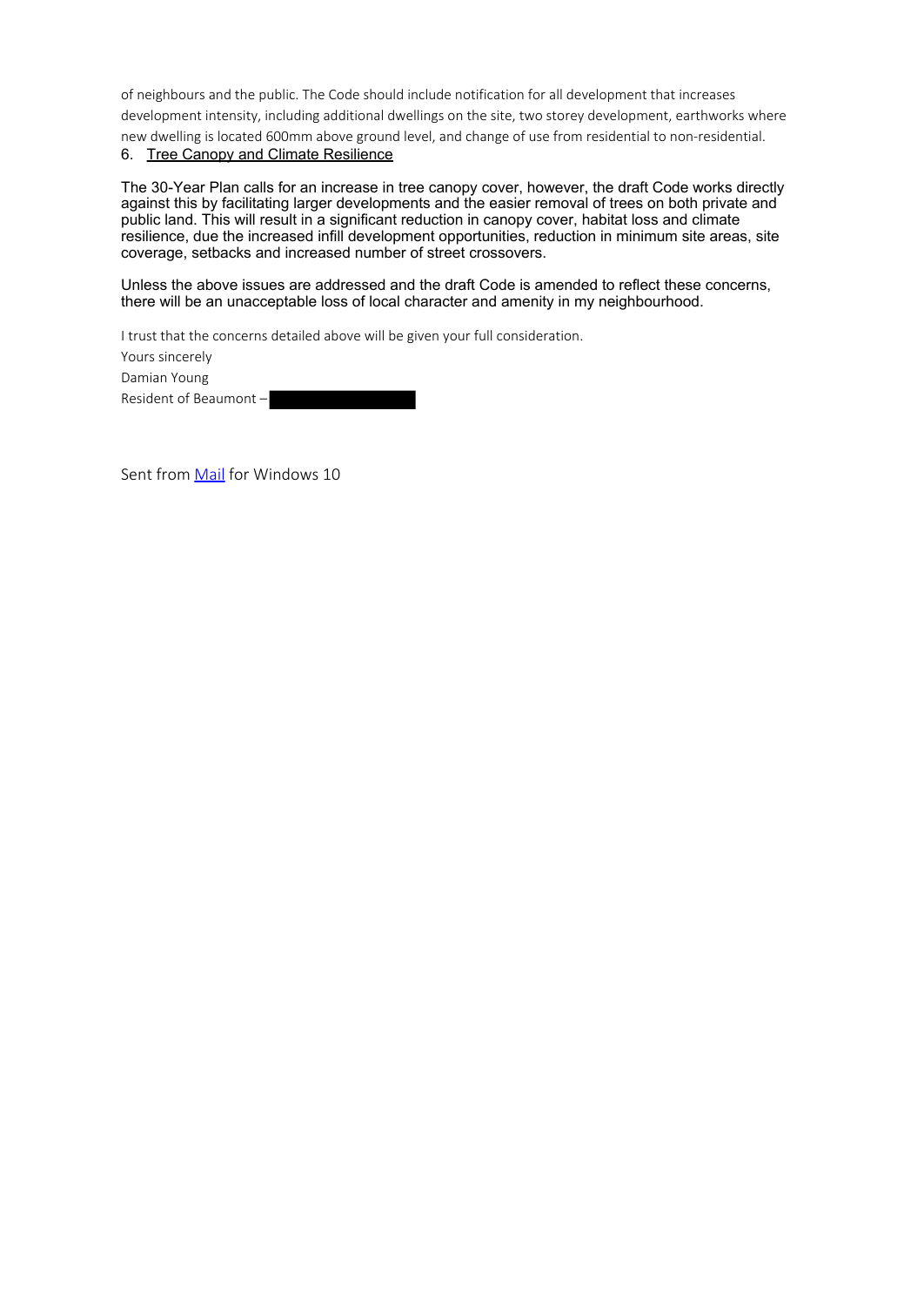of neighbours and the public. The Code should include notification for all development that increases development intensity, including additional dwellings on the site, two storey development, earthworks where new dwelling is located 600mm above ground level, and change of use from residential to non-residential.

6. Tree Canopy and Climate Resilience

The 30-Year Plan calls for an increase in tree canopy cover, however, the draft Code works directly against this by facilitating larger developments and the easier removal of trees on both private and public land. This will result in a significant reduction in canopy cover, habitat loss and climate resilience, due the increased infill development opportunities, reduction in minimum site areas, site coverage, setbacks and increased number of street crossovers.

Unless the above issues are addressed and the draft Code is amended to reflect these concerns, there will be an unacceptable loss of local character and amenity in my neighbourhood.

I trust that the concerns detailed above will be given your full consideration.

Yours sincerely

Damian Young

Resident of Beaumont –

Sent from Mail for Windows 10